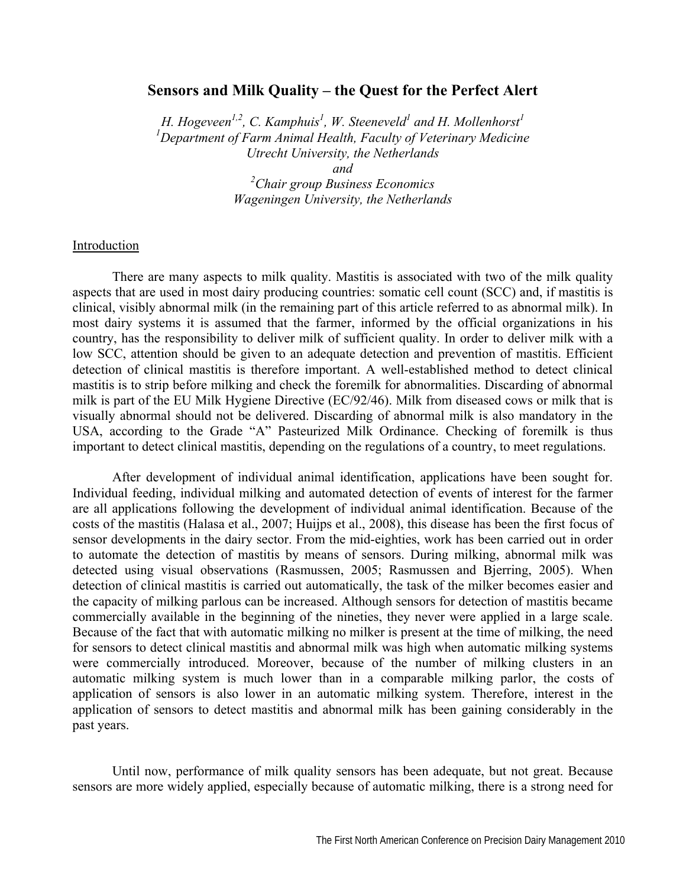# Sensors and Milk Quality – the Quest for the Perfect Alert

*H. Hogeveen[1,2], C. Kamphuis[1], W. Steeneveld[1] and H. Mollenhorst[1]*
*[1]Department of Farm Animal Health, Faculty of Veterinary Medicine*
*Utrecht University, the Netherlands*
*and*
*[2]Chair group Business Economics*
*Wageningen University, the Netherlands*

## Introduction

There are many aspects to milk quality. Mastitis is associated with two of the milk quality aspects that are used in most dairy producing countries: somatic cell count (SCC) and, if mastitis is clinical, visibly abnormal milk (in the remaining part of this article referred to as abnormal milk). In most dairy systems it is assumed that the farmer, informed by the official organizations in his country, has the responsibility to deliver milk of sufficient quality. In order to deliver milk with a low SCC, attention should be given to an adequate detection and prevention of mastitis. Efficient detection of clinical mastitis is therefore important. A well-established method to detect clinical mastitis is to strip before milking and check the foremilk for abnormalities. Discarding of abnormal milk is part of the EU Milk Hygiene Directive (EC/92/46). Milk from diseased cows or milk that is visually abnormal should not be delivered. Discarding of abnormal milk is also mandatory in the USA, according to the Grade "A" Pasteurized Milk Ordinance. Checking of foremilk is thus important to detect clinical mastitis, depending on the regulations of a country, to meet regulations.

After development of individual animal identification, applications have been sought for. Individual feeding, individual milking and automated detection of events of interest for the farmer are all applications following the development of individual animal identification. Because of the costs of the mastitis (Halasa et al., 2007; Huijps et al., 2008), this disease has been the first focus of sensor developments in the dairy sector. From the mid-eighties, work has been carried out in order to automate the detection of mastitis by means of sensors. During milking, abnormal milk was detected using visual observations (Rasmussen, 2005; Rasmussen and Bjerring, 2005). When detection of clinical mastitis is carried out automatically, the task of the milker becomes easier and the capacity of milking parlous can be increased. Although sensors for detection of mastitis became commercially available in the beginning of the nineties, they never were applied in a large scale. Because of the fact that with automatic milking no milker is present at the time of milking, the need for sensors to detect clinical mastitis and abnormal milk was high when automatic milking systems were commercially introduced. Moreover, because of the number of milking clusters in an automatic milking system is much lower than in a comparable milking parlor, the costs of application of sensors is also lower in an automatic milking system. Therefore, interest in the application of sensors to detect mastitis and abnormal milk has been gaining considerably in the past years.

Until now, performance of milk quality sensors has been adequate, but not great. Because sensors are more widely applied, especially because of automatic milking, there is a strong need for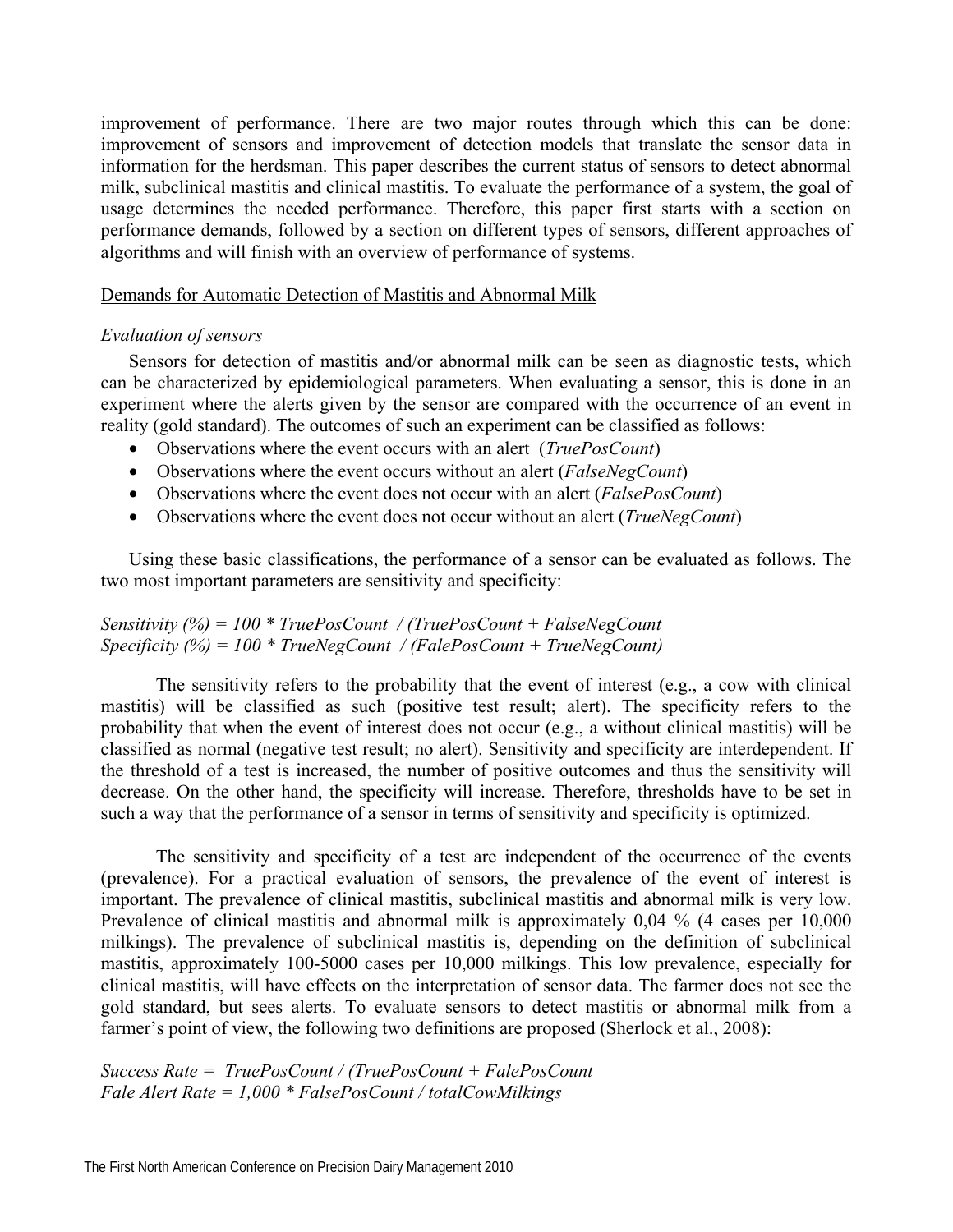improvement of performance. There are two major routes through which this can be done: improvement of sensors and improvement of detection models that translate the sensor data in information for the herdsman. This paper describes the current status of sensors to detect abnormal milk, subclinical mastitis and clinical mastitis. To evaluate the performance of a system, the goal of usage determines the needed performance. Therefore, this paper first starts with a section on performance demands, followed by a section on different types of sensors, different approaches of algorithms and will finish with an overview of performance of systems.

## Demands for Automatic Detection of Mastitis and Abnormal Milk

### *Evaluation of sensors*

Sensors for detection of mastitis and/or abnormal milk can be seen as diagnostic tests, which can be characterized by epidemiological parameters. When evaluating a sensor, this is done in an experiment where the alerts given by the sensor are compared with the occurrence of an event in reality (gold standard). The outcomes of such an experiment can be classified as follows:

- Observations where the event occurs with an alert (*TruePosCount*)
- Observations where the event occurs without an alert (*FalseNegCount*)
- Observations where the event does not occur with an alert (*FalsePosCount*)
- Observations where the event does not occur without an alert (*TrueNegCount*)

Using these basic classifications, the performance of a sensor can be evaluated as follows. The two most important parameters are sensitivity and specificity:

*Sensitivity (%) = 100 * TruePosCount / (TruePosCount + FalseNegCount*
*Specificity (%) = 100 * TrueNegCount / (FalePosCount + TrueNegCount)*

The sensitivity refers to the probability that the event of interest (e.g., a cow with clinical mastitis) will be classified as such (positive test result; alert). The specificity refers to the probability that when the event of interest does not occur (e.g., a without clinical mastitis) will be classified as normal (negative test result; no alert). Sensitivity and specificity are interdependent. If the threshold of a test is increased, the number of positive outcomes and thus the sensitivity will decrease. On the other hand, the specificity will increase. Therefore, thresholds have to be set in such a way that the performance of a sensor in terms of sensitivity and specificity is optimized.

The sensitivity and specificity of a test are independent of the occurrence of the events (prevalence). For a practical evaluation of sensors, the prevalence of the event of interest is important. The prevalence of clinical mastitis, subclinical mastitis and abnormal milk is very low. Prevalence of clinical mastitis and abnormal milk is approximately 0,04 % (4 cases per 10,000 milkings). The prevalence of subclinical mastitis is, depending on the definition of subclinical mastitis, approximately 100-5000 cases per 10,000 milkings. This low prevalence, especially for clinical mastitis, will have effects on the interpretation of sensor data. The farmer does not see the gold standard, but sees alerts. To evaluate sensors to detect mastitis or abnormal milk from a farmer's point of view, the following two definitions are proposed (Sherlock et al., 2008):

*Success Rate = TruePosCount / (TruePosCount + FalePosCount*
*Fale Alert Rate = 1,000 * FalsePosCount / totalCowMilkings*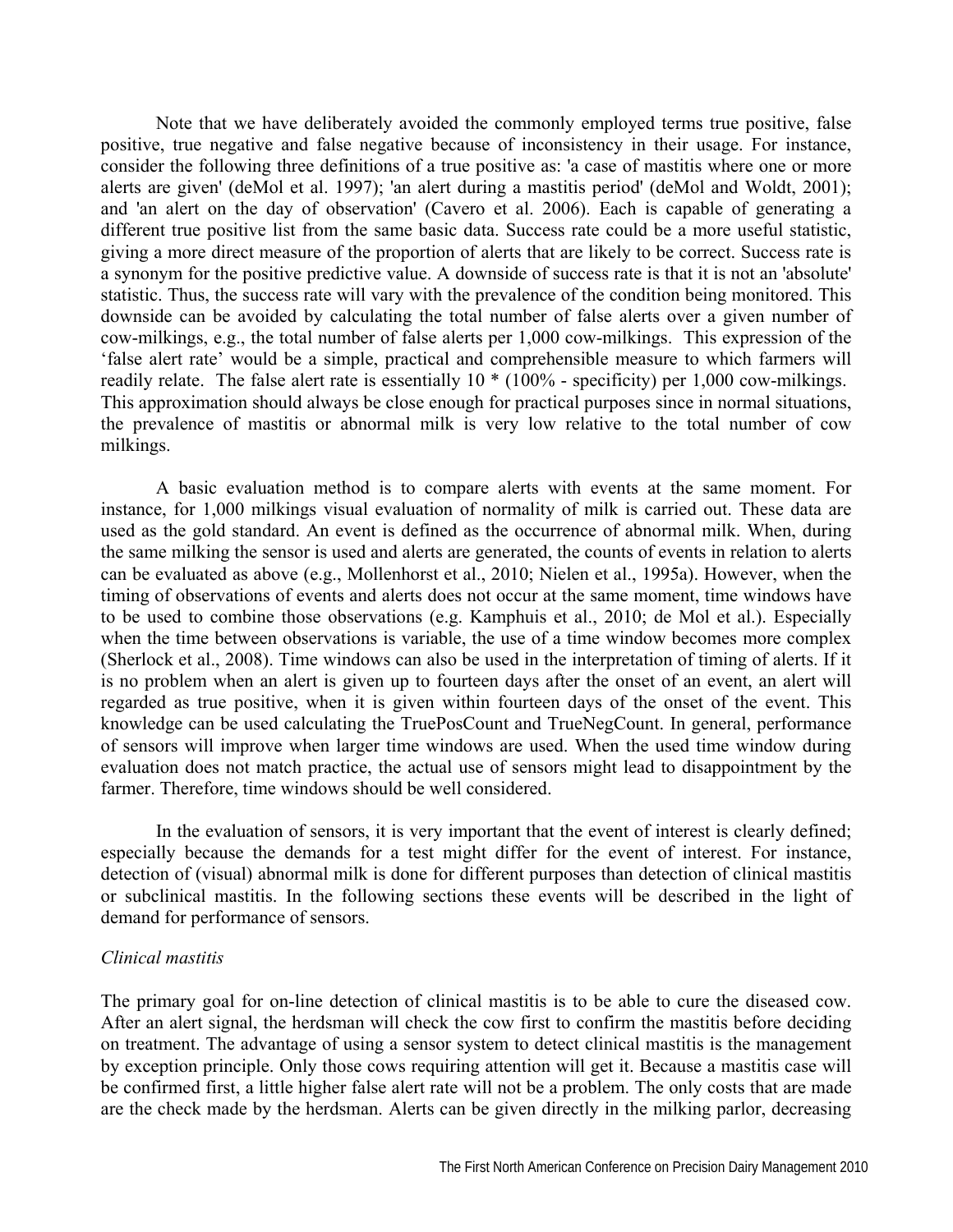Note that we have deliberately avoided the commonly employed terms true positive, false positive, true negative and false negative because of inconsistency in their usage. For instance, consider the following three definitions of a true positive as: 'a case of mastitis where one or more alerts are given' (deMol et al. 1997); 'an alert during a mastitis period' (deMol and Woldt, 2001); and 'an alert on the day of observation' (Cavero et al. 2006). Each is capable of generating a different true positive list from the same basic data. Success rate could be a more useful statistic, giving a more direct measure of the proportion of alerts that are likely to be correct. Success rate is a synonym for the positive predictive value. A downside of success rate is that it is not an 'absolute' statistic. Thus, the success rate will vary with the prevalence of the condition being monitored. This downside can be avoided by calculating the total number of false alerts over a given number of cow-milkings, e.g., the total number of false alerts per 1,000 cow-milkings. This expression of the 'false alert rate' would be a simple, practical and comprehensible measure to which farmers will readily relate. The false alert rate is essentially 10 * (100% - specificity) per 1,000 cow-milkings. This approximation should always be close enough for practical purposes since in normal situations, the prevalence of mastitis or abnormal milk is very low relative to the total number of cow milkings.

A basic evaluation method is to compare alerts with events at the same moment. For instance, for 1,000 milkings visual evaluation of normality of milk is carried out. These data are used as the gold standard. An event is defined as the occurrence of abnormal milk. When, during the same milking the sensor is used and alerts are generated, the counts of events in relation to alerts can be evaluated as above (e.g., Mollenhorst et al., 2010; Nielen et al., 1995a). However, when the timing of observations of events and alerts does not occur at the same moment, time windows have to be used to combine those observations (e.g. Kamphuis et al., 2010; de Mol et al.). Especially when the time between observations is variable, the use of a time window becomes more complex (Sherlock et al., 2008). Time windows can also be used in the interpretation of timing of alerts. If it is no problem when an alert is given up to fourteen days after the onset of an event, an alert will regarded as true positive, when it is given within fourteen days of the onset of the event. This knowledge can be used calculating the TruePosCount and TrueNegCount. In general, performance of sensors will improve when larger time windows are used. When the used time window during evaluation does not match practice, the actual use of sensors might lead to disappointment by the farmer. Therefore, time windows should be well considered.

In the evaluation of sensors, it is very important that the event of interest is clearly defined; especially because the demands for a test might differ for the event of interest. For instance, detection of (visual) abnormal milk is done for different purposes than detection of clinical mastitis or subclinical mastitis. In the following sections these events will be described in the light of demand for performance of sensors.

*Clinical mastitis*

The primary goal for on-line detection of clinical mastitis is to be able to cure the diseased cow. After an alert signal, the herdsman will check the cow first to confirm the mastitis before deciding on treatment. The advantage of using a sensor system to detect clinical mastitis is the management by exception principle. Only those cows requiring attention will get it. Because a mastitis case will be confirmed first, a little higher false alert rate will not be a problem. The only costs that are made are the check made by the herdsman. Alerts can be given directly in the milking parlor, decreasing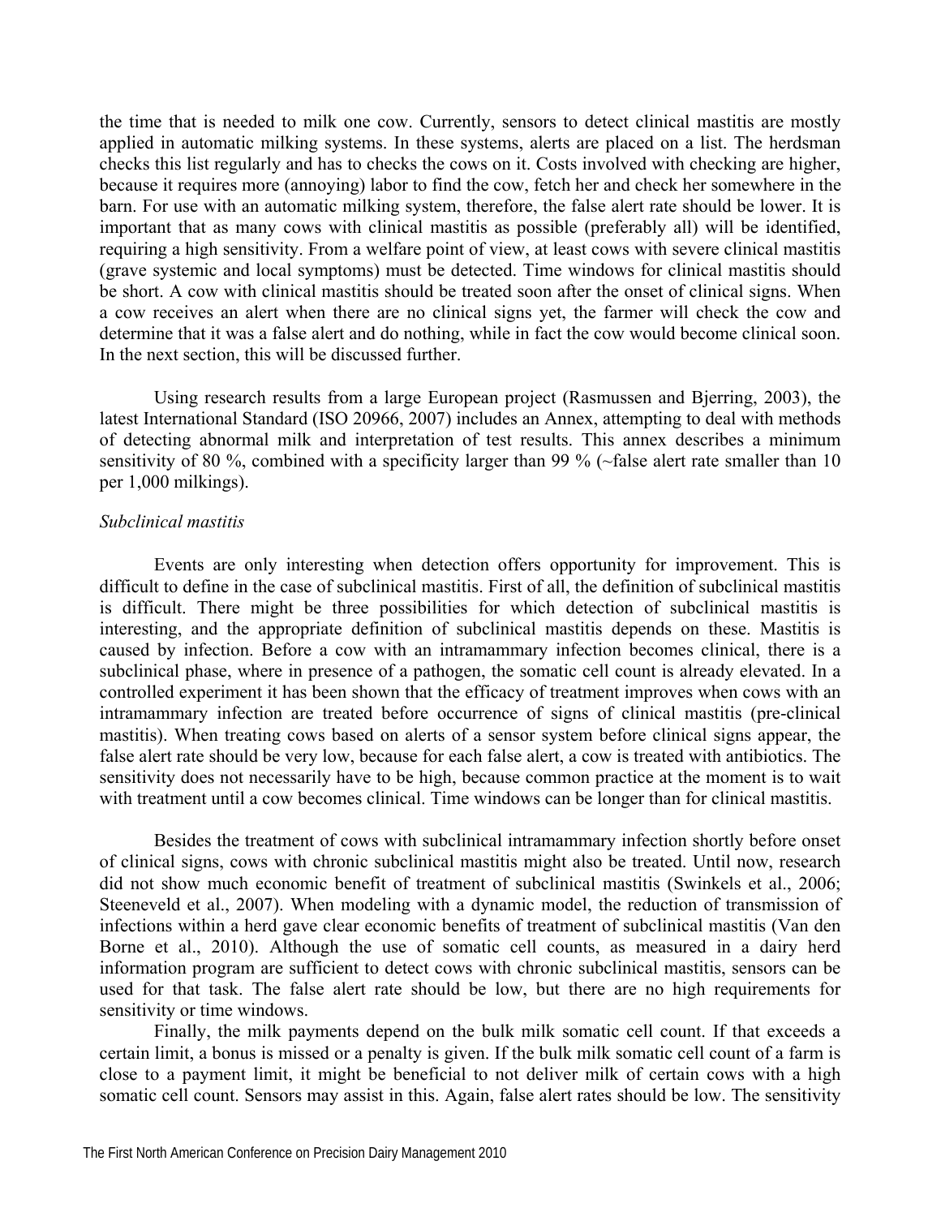the time that is needed to milk one cow. Currently, sensors to detect clinical mastitis are mostly applied in automatic milking systems. In these systems, alerts are placed on a list. The herdsman checks this list regularly and has to checks the cows on it. Costs involved with checking are higher, because it requires more (annoying) labor to find the cow, fetch her and check her somewhere in the barn. For use with an automatic milking system, therefore, the false alert rate should be lower. It is important that as many cows with clinical mastitis as possible (preferably all) will be identified, requiring a high sensitivity. From a welfare point of view, at least cows with severe clinical mastitis (grave systemic and local symptoms) must be detected. Time windows for clinical mastitis should be short. A cow with clinical mastitis should be treated soon after the onset of clinical signs. When a cow receives an alert when there are no clinical signs yet, the farmer will check the cow and determine that it was a false alert and do nothing, while in fact the cow would become clinical soon. In the next section, this will be discussed further.

Using research results from a large European project (Rasmussen and Bjerring, 2003), the latest International Standard (ISO 20966, 2007) includes an Annex, attempting to deal with methods of detecting abnormal milk and interpretation of test results. This annex describes a minimum sensitivity of 80 %, combined with a specificity larger than 99 % (~false alert rate smaller than 10 per 1,000 milkings).

*Subclinical mastitis*

Events are only interesting when detection offers opportunity for improvement. This is difficult to define in the case of subclinical mastitis. First of all, the definition of subclinical mastitis is difficult. There might be three possibilities for which detection of subclinical mastitis is interesting, and the appropriate definition of subclinical mastitis depends on these. Mastitis is caused by infection. Before a cow with an intramammary infection becomes clinical, there is a subclinical phase, where in presence of a pathogen, the somatic cell count is already elevated. In a controlled experiment it has been shown that the efficacy of treatment improves when cows with an intramammary infection are treated before occurrence of signs of clinical mastitis (pre-clinical mastitis). When treating cows based on alerts of a sensor system before clinical signs appear, the false alert rate should be very low, because for each false alert, a cow is treated with antibiotics. The sensitivity does not necessarily have to be high, because common practice at the moment is to wait with treatment until a cow becomes clinical. Time windows can be longer than for clinical mastitis.

Besides the treatment of cows with subclinical intramammary infection shortly before onset of clinical signs, cows with chronic subclinical mastitis might also be treated. Until now, research did not show much economic benefit of treatment of subclinical mastitis (Swinkels et al., 2006; Steeneveld et al., 2007). When modeling with a dynamic model, the reduction of transmission of infections within a herd gave clear economic benefits of treatment of subclinical mastitis (Van den Borne et al., 2010). Although the use of somatic cell counts, as measured in a dairy herd information program are sufficient to detect cows with chronic subclinical mastitis, sensors can be used for that task. The false alert rate should be low, but there are no high requirements for sensitivity or time windows.

Finally, the milk payments depend on the bulk milk somatic cell count. If that exceeds a certain limit, a bonus is missed or a penalty is given. If the bulk milk somatic cell count of a farm is close to a payment limit, it might be beneficial to not deliver milk of certain cows with a high somatic cell count. Sensors may assist in this. Again, false alert rates should be low. The sensitivity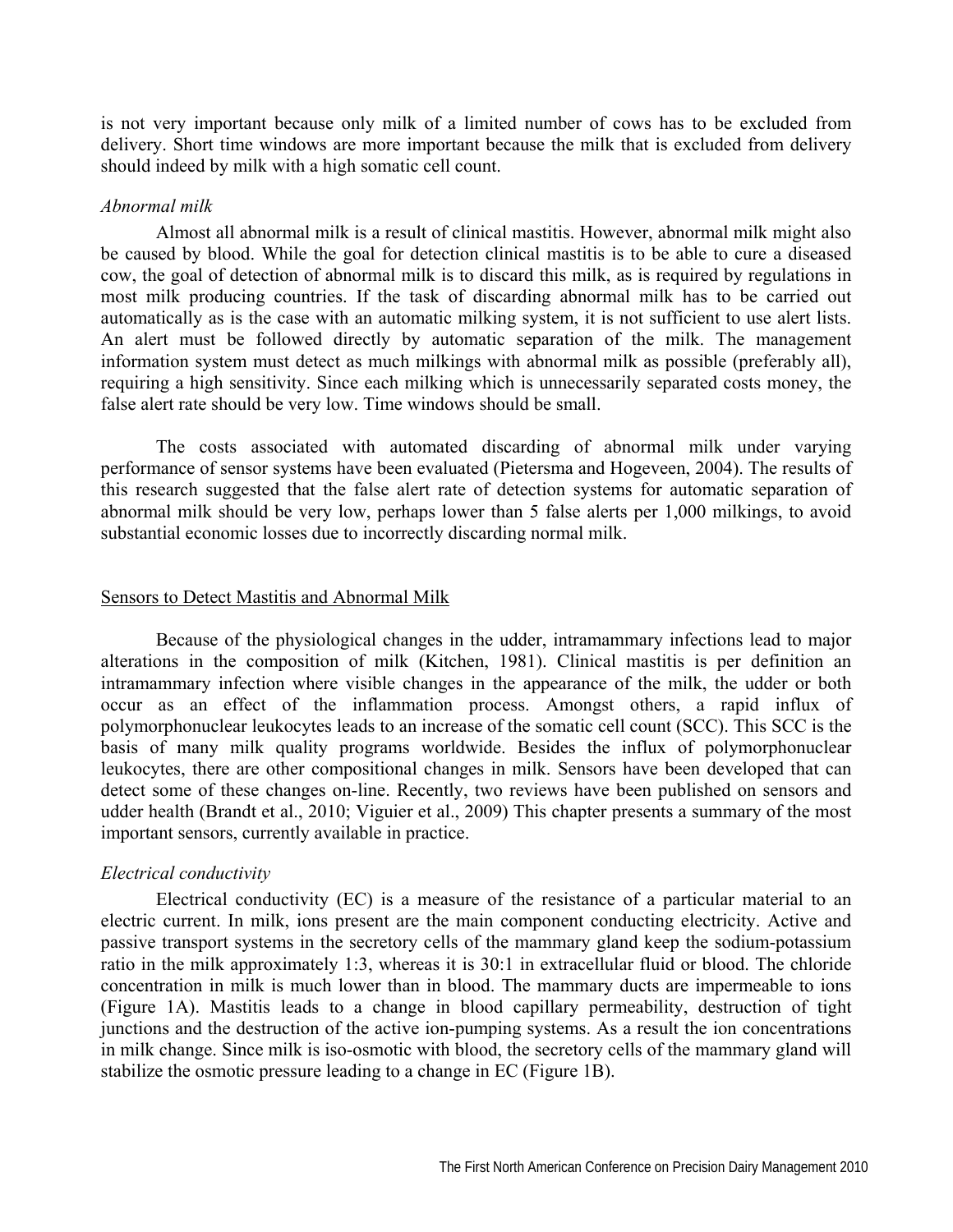is not very important because only milk of a limited number of cows has to be excluded from delivery. Short time windows are more important because the milk that is excluded from delivery should indeed by milk with a high somatic cell count.

*Abnormal milk*

Almost all abnormal milk is a result of clinical mastitis. However, abnormal milk might also be caused by blood. While the goal for detection clinical mastitis is to be able to cure a diseased cow, the goal of detection of abnormal milk is to discard this milk, as is required by regulations in most milk producing countries. If the task of discarding abnormal milk has to be carried out automatically as is the case with an automatic milking system, it is not sufficient to use alert lists. An alert must be followed directly by automatic separation of the milk. The management information system must detect as much milkings with abnormal milk as possible (preferably all), requiring a high sensitivity. Since each milking which is unnecessarily separated costs money, the false alert rate should be very low. Time windows should be small.

The costs associated with automated discarding of abnormal milk under varying performance of sensor systems have been evaluated (Pietersma and Hogeveen, 2004). The results of this research suggested that the false alert rate of detection systems for automatic separation of abnormal milk should be very low, perhaps lower than 5 false alerts per 1,000 milkings, to avoid substantial economic losses due to incorrectly discarding normal milk.

## Sensors to Detect Mastitis and Abnormal Milk

Because of the physiological changes in the udder, intramammary infections lead to major alterations in the composition of milk (Kitchen, 1981). Clinical mastitis is per definition an intramammary infection where visible changes in the appearance of the milk, the udder or both occur as an effect of the inflammation process. Amongst others, a rapid influx of polymorphonuclear leukocytes leads to an increase of the somatic cell count (SCC). This SCC is the basis of many milk quality programs worldwide. Besides the influx of polymorphonuclear leukocytes, there are other compositional changes in milk. Sensors have been developed that can detect some of these changes on-line. Recently, two reviews have been published on sensors and udder health (Brandt et al., 2010; Viguier et al., 2009) This chapter presents a summary of the most important sensors, currently available in practice.

*Electrical conductivity*

Electrical conductivity (EC) is a measure of the resistance of a particular material to an electric current. In milk, ions present are the main component conducting electricity. Active and passive transport systems in the secretory cells of the mammary gland keep the sodium-potassium ratio in the milk approximately 1:3, whereas it is 30:1 in extracellular fluid or blood. The chloride concentration in milk is much lower than in blood. The mammary ducts are impermeable to ions (Figure 1A). Mastitis leads to a change in blood capillary permeability, destruction of tight junctions and the destruction of the active ion-pumping systems. As a result the ion concentrations in milk change. Since milk is iso-osmotic with blood, the secretory cells of the mammary gland will stabilize the osmotic pressure leading to a change in EC (Figure 1B).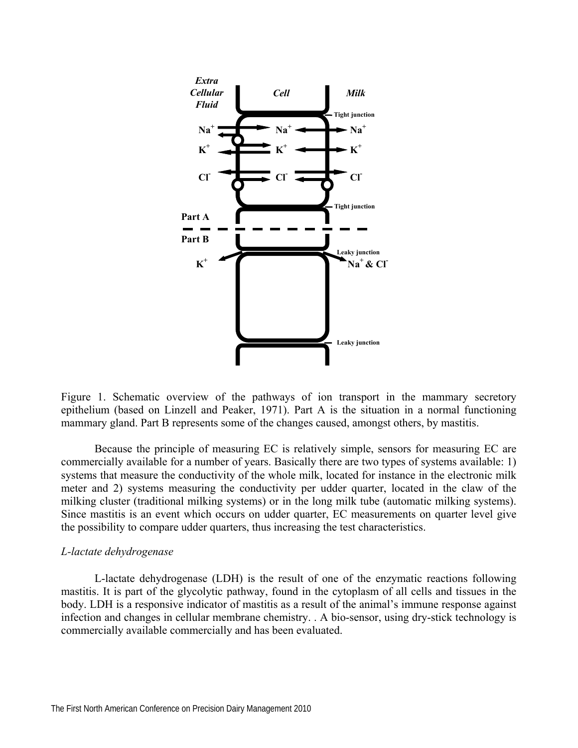Figure 1. Schematic overview of the pathways of ion transport in the mammary secretory epithelium (based on Linzell and Peaker, 1971). Part A is the situation in a normal functioning mammary gland. Part B represents some of the changes caused, amongst others, by mastitis.

Because the principle of measuring EC is relatively simple, sensors for measuring EC are commercially available for a number of years. Basically there are two types of systems available: 1) systems that measure the conductivity of the whole milk, located for instance in the electronic milk meter and 2) systems measuring the conductivity per udder quarter, located in the claw of the milking cluster (traditional milking systems) or in the long milk tube (automatic milking systems). Since mastitis is an event which occurs on udder quarter, EC measurements on quarter level give the possibility to compare udder quarters, thus increasing the test characteristics.

*L-lactate dehydrogenase*

L-lactate dehydrogenase (LDH) is the result of one of the enzymatic reactions following mastitis. It is part of the glycolytic pathway, found in the cytoplasm of all cells and tissues in the body. LDH is a responsive indicator of mastitis as a result of the animal's immune response against infection and changes in cellular membrane chemistry. . A bio-sensor, using dry-stick technology is commercially available commercially and has been evaluated.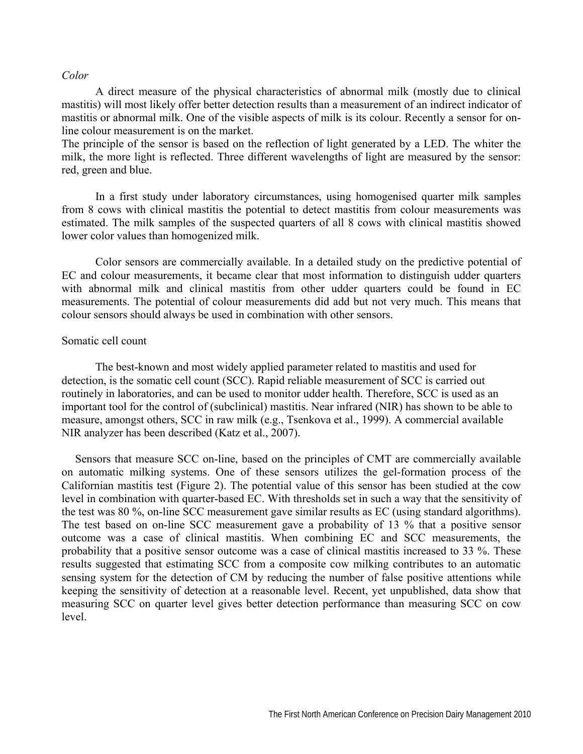*Color*

A direct measure of the physical characteristics of abnormal milk (mostly due to clinical mastitis) will most likely offer better detection results than a measurement of an indirect indicator of mastitis or abnormal milk. One of the visible aspects of milk is its colour. Recently a sensor for on-line colour measurement is on the market.

The principle of the sensor is based on the reflection of light generated by a LED. The whiter the milk, the more light is reflected. Three different wavelengths of light are measured by the sensor: red, green and blue.

In a first study under laboratory circumstances, using homogenised quarter milk samples from 8 cows with clinical mastitis the potential to detect mastitis from colour measurements was estimated. The milk samples of the suspected quarters of all 8 cows with clinical mastitis showed lower color values than homogenized milk.

Color sensors are commercially available. In a detailed study on the predictive potential of EC and colour measurements, it became clear that most information to distinguish udder quarters with abnormal milk and clinical mastitis from other udder quarters could be found in EC measurements. The potential of colour measurements did add but not very much. This means that colour sensors should always be used in combination with other sensors.

Somatic cell count

The best-known and most widely applied parameter related to mastitis and used for detection, is the somatic cell count (SCC). Rapid reliable measurement of SCC is carried out routinely in laboratories, and can be used to monitor udder health. Therefore, SCC is used as an important tool for the control of (subclinical) mastitis. Near infrared (NIR) has shown to be able to measure, amongst others, SCC in raw milk (e.g., Tsenkova et al., 1999). A commercial available NIR analyzer has been described (Katz et al., 2007).

Sensors that measure SCC on-line, based on the principles of CMT are commercially available on automatic milking systems. One of these sensors utilizes the gel-formation process of the Californian mastitis test (Figure 2). The potential value of this sensor has been studied at the cow level in combination with quarter-based EC. With thresholds set in such a way that the sensitivity of the test was 80 %, on-line SCC measurement gave similar results as EC (using standard algorithms). The test based on on-line SCC measurement gave a probability of 13 % that a positive sensor outcome was a case of clinical mastitis. When combining EC and SCC measurements, the probability that a positive sensor outcome was a case of clinical mastitis increased to 33 %. These results suggested that estimating SCC from a composite cow milking contributes to an automatic sensing system for the detection of CM by reducing the number of false positive attentions while keeping the sensitivity of detection at a reasonable level. Recent, yet unpublished, data show that measuring SCC on quarter level gives better detection performance than measuring SCC on cow level.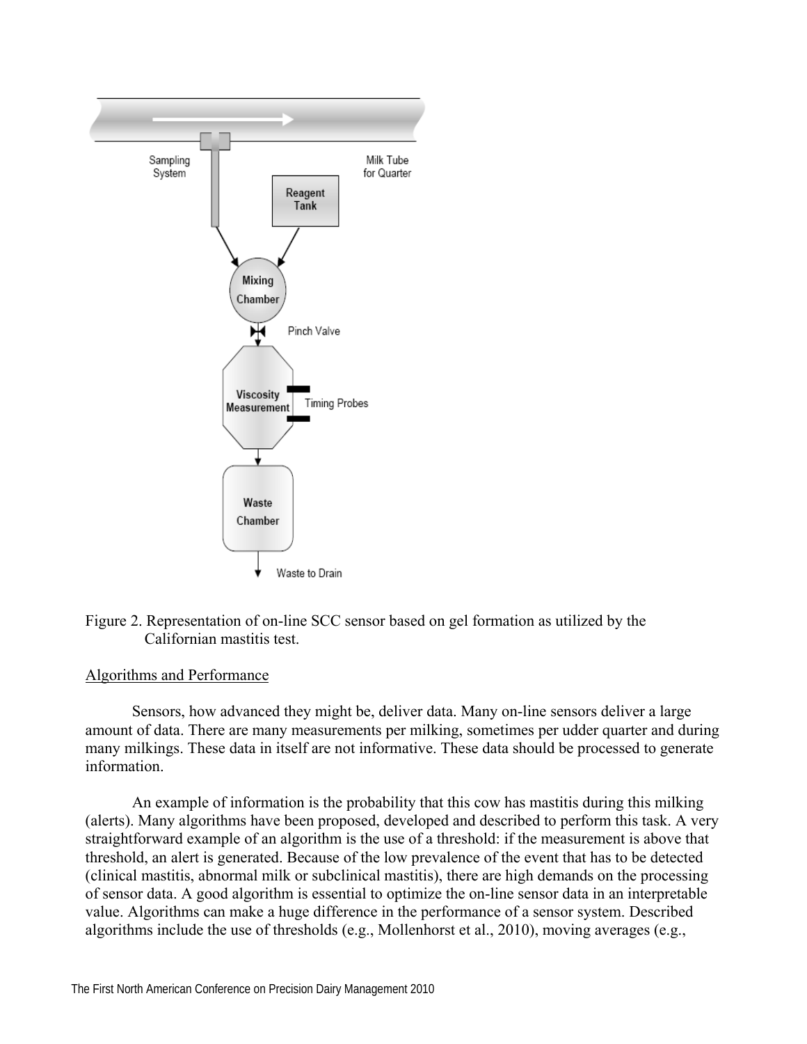Figure 2. Representation of on-line SCC sensor based on gel formation as utilized by the Californian mastitis test.

Algorithms and Performance

Sensors, how advanced they might be, deliver data. Many on-line sensors deliver a large amount of data. There are many measurements per milking, sometimes per udder quarter and during many milkings. These data in itself are not informative. These data should be processed to generate information.

An example of information is the probability that this cow has mastitis during this milking (alerts). Many algorithms have been proposed, developed and described to perform this task. A very straightforward example of an algorithm is the use of a threshold: if the measurement is above that threshold, an alert is generated. Because of the low prevalence of the event that has to be detected (clinical mastitis, abnormal milk or subclinical mastitis), there are high demands on the processing of sensor data. A good algorithm is essential to optimize the on-line sensor data in an interpretable value. Algorithms can make a huge difference in the performance of a sensor system. Described algorithms include the use of thresholds (e.g., Mollenhorst et al., 2010), moving averages (e.g.,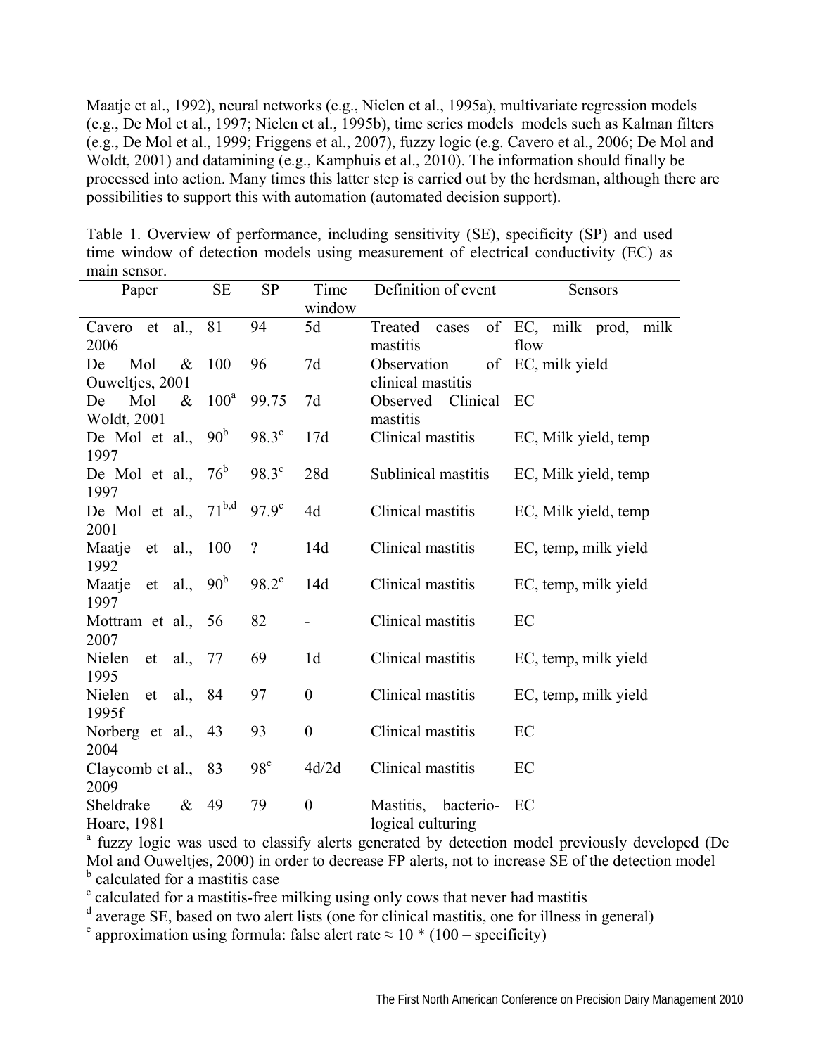Maatje et al., 1992), neural networks (e.g., Nielen et al., 1995a), multivariate regression models (e.g., De Mol et al., 1997; Nielen et al., 1995b), time series models models such as Kalman filters (e.g., De Mol et al., 1999; Friggens et al., 2007), fuzzy logic (e.g. Cavero et al., 2006; De Mol and Woldt, 2001) and datamining (e.g., Kamphuis et al., 2010). The information should finally be processed into action. Many times this latter step is carried out by the herdsman, although there are possibilities to support this with automation (automated decision support).

Table 1. Overview of performance, including sensitivity (SE), specificity (SP) and used time window of detection models using measurement of electrical conductivity (EC) as main sensor.

| Paper | SE | SP | Time window | Definition of event | Sensors |
|---|---|---|---|---|---|
| Cavero et al., 2006 | 81 | 94 | 5d | Treated cases of mastitis | EC, milk prod, milk flow |
| De Mol & Ouweltjes, 2001 | 100 | 96 | 7d | Observation of clinical mastitis | EC, milk yield |
| De Mol & Woldt, 2001 | 100[a] | 99.75 | 7d | Observed Clinical mastitis | EC |
| De Mol et al., 1997 | 90[b] | 98.3[c] | 17d | Clinical mastitis | EC, Milk yield, temp |
| De Mol et al., 1997 | 76[b] | 98.3[c] | 28d | Sublinical mastitis | EC, Milk yield, temp |
| De Mol et al., 2001 | 71[b,d] | 97.9[c] | 4d | Clinical mastitis | EC, Milk yield, temp |
| Maatje et al., 1992 | 100 | ? | 14d | Clinical mastitis | EC, temp, milk yield |
| Maatje et al., 1997 | 90[b] | 98.2[c] | 14d | Clinical mastitis | EC, temp, milk yield |
| Mottram et al., 2007 | 56 | 82 | - | Clinical mastitis | EC |
| Nielen et al., 1995 | 77 | 69 | 1d | Clinical mastitis | EC, temp, milk yield |
| Nielen et al., 1995f | 84 | 97 | 0 | Clinical mastitis | EC, temp, milk yield |
| Norberg et al., 2004 | 43 | 93 | 0 | Clinical mastitis | EC |
| Claycomb et al., 2009 | 83 | 98[e] | 4d/2d | Clinical mastitis | EC |
| Sheldrake & Hoare, 1981 | 49 | 79 | 0 | Mastitis, bacterio-logical culturing | EC |

[a] fuzzy logic was used to classify alerts generated by detection model previously developed (De Mol and Ouweltjes, 2000) in order to decrease FP alerts, not to increase SE of the detection model
[b] calculated for a mastitis case
[c] calculated for a mastitis-free milking using only cows that never had mastitis
[d] average SE, based on two alert lists (one for clinical mastitis, one for illness in general)
[e] approximation using formula: false alert rate ≈ 10 * (100 – specificity)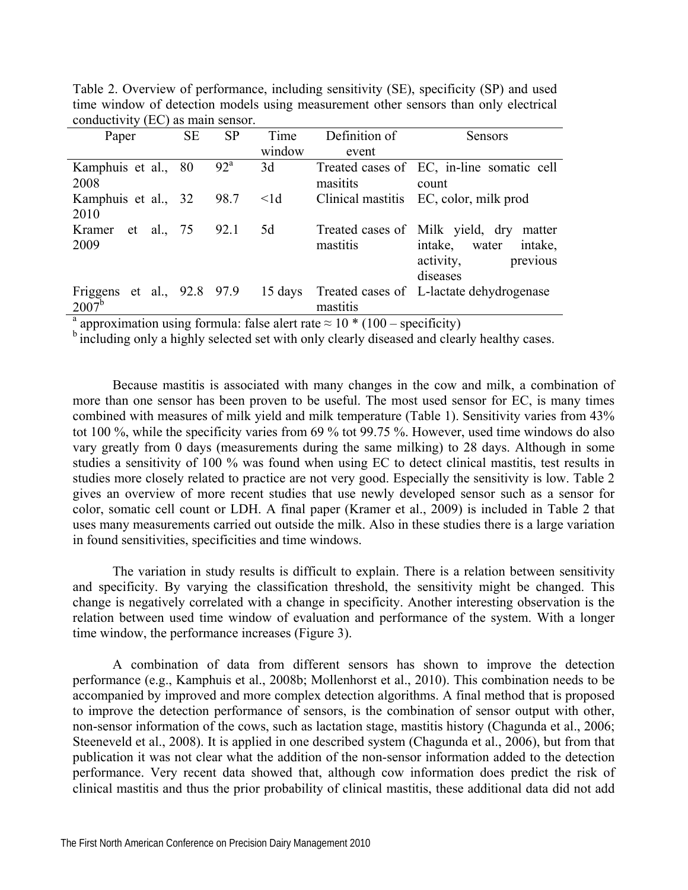Table 2. Overview of performance, including sensitivity (SE), specificity (SP) and used time window of detection models using measurement other sensors than only electrical conductivity (EC) as main sensor.

| Paper | SE | SP | Time window | Definition of event | Sensors |
|---|---|---|---|---|---|
| Kamphuis et al., 2008 | 80 | 92[a] | 3d | Treated cases of masitits | EC, in-line somatic cell count |
| Kamphuis et al., 2010 | 32 | 98.7 | <1d | Clinical mastitis | EC, color, milk prod |
| Kramer et al., 2009 | 75 | 92.1 | 5d | Treated cases of mastitis | Milk yield, dry matter intake, water intake, activity, previous diseases |
| Friggens et al., 2007[b] | 92.8 | 97.9 | 15 days | Treated cases of mastitis | L-lactate dehydrogenase |

[a] approximation using formula: false alert rate ≈ 10 * (100 – specificity)
[b] including only a highly selected set with only clearly diseased and clearly healthy cases.

Because mastitis is associated with many changes in the cow and milk, a combination of more than one sensor has been proven to be useful. The most used sensor for EC, is many times combined with measures of milk yield and milk temperature (Table 1). Sensitivity varies from 43% tot 100 %, while the specificity varies from 69 % tot 99.75 %. However, used time windows do also vary greatly from 0 days (measurements during the same milking) to 28 days. Although in some studies a sensitivity of 100 % was found when using EC to detect clinical mastitis, test results in studies more closely related to practice are not very good. Especially the sensitivity is low. Table 2 gives an overview of more recent studies that use newly developed sensor such as a sensor for color, somatic cell count or LDH. A final paper (Kramer et al., 2009) is included in Table 2 that uses many measurements carried out outside the milk. Also in these studies there is a large variation in found sensitivities, specificities and time windows.

The variation in study results is difficult to explain. There is a relation between sensitivity and specificity. By varying the classification threshold, the sensitivity might be changed. This change is negatively correlated with a change in specificity. Another interesting observation is the relation between used time window of evaluation and performance of the system. With a longer time window, the performance increases (Figure 3).

A combination of data from different sensors has shown to improve the detection performance (e.g., Kamphuis et al., 2008b; Mollenhorst et al., 2010). This combination needs to be accompanied by improved and more complex detection algorithms. A final method that is proposed to improve the detection performance of sensors, is the combination of sensor output with other, non-sensor information of the cows, such as lactation stage, mastitis history (Chagunda et al., 2006; Steeneveld et al., 2008). It is applied in one described system (Chagunda et al., 2006), but from that publication it was not clear what the addition of the non-sensor information added to the detection performance. Very recent data showed that, although cow information does predict the risk of clinical mastitis and thus the prior probability of clinical mastitis, these additional data did not add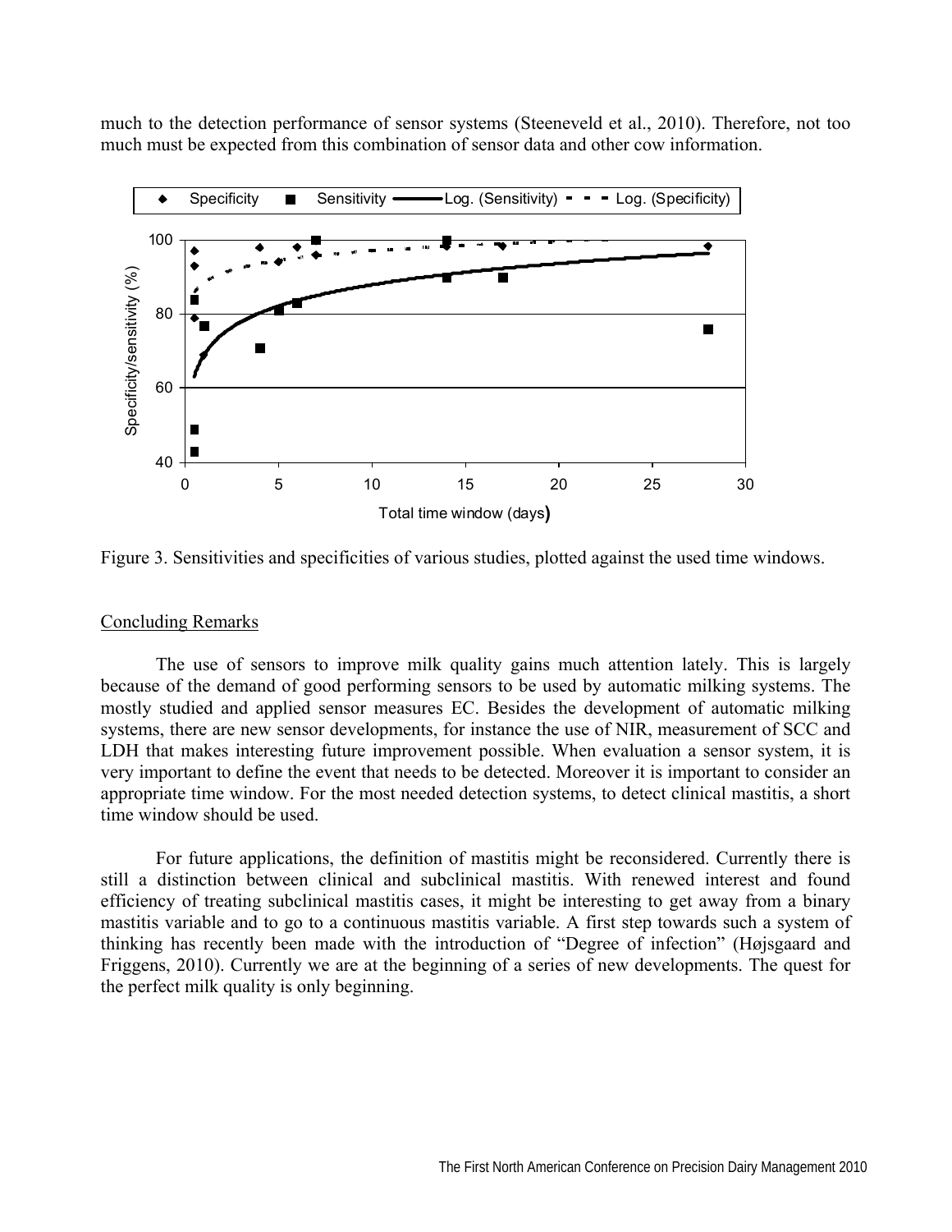much to the detection performance of sensor systems (Steeneveld et al., 2010). Therefore, not too much must be expected from this combination of sensor data and other cow information.

Figure 3. Sensitivities and specificities of various studies, plotted against the used time windows.

## Concluding Remarks

The use of sensors to improve milk quality gains much attention lately. This is largely because of the demand of good performing sensors to be used by automatic milking systems. The mostly studied and applied sensor measures EC. Besides the development of automatic milking systems, there are new sensor developments, for instance the use of NIR, measurement of SCC and LDH that makes interesting future improvement possible. When evaluation a sensor system, it is very important to define the event that needs to be detected. Moreover it is important to consider an appropriate time window. For the most needed detection systems, to detect clinical mastitis, a short time window should be used.

For future applications, the definition of mastitis might be reconsidered. Currently there is still a distinction between clinical and subclinical mastitis. With renewed interest and found efficiency of treating subclinical mastitis cases, it might be interesting to get away from a binary mastitis variable and to go to a continuous mastitis variable. A first step towards such a system of thinking has recently been made with the introduction of "Degree of infection" (Højsgaard and Friggens, 2010). Currently we are at the beginning of a series of new developments. The quest for the perfect milk quality is only beginning.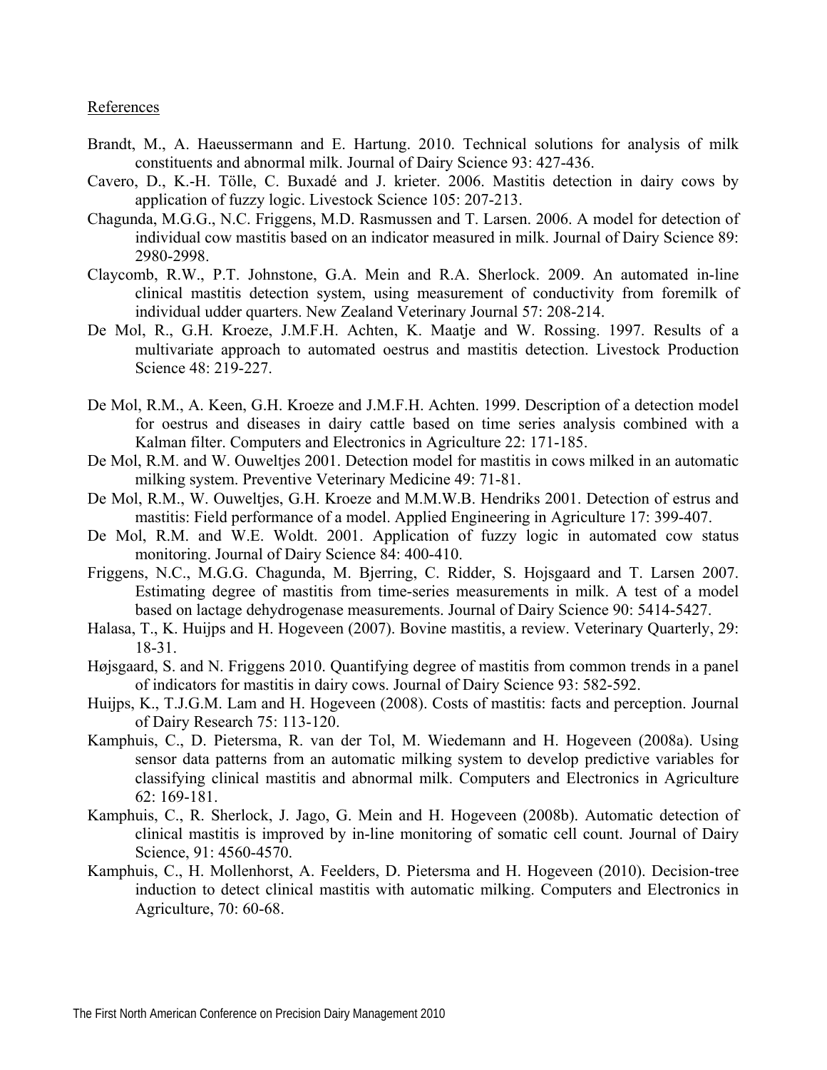References

Brandt, M., A. Haeussermann and E. Hartung. 2010. Technical solutions for analysis of milk constituents and abnormal milk. Journal of Dairy Science 93: 427-436.

Cavero, D., K.-H. Tölle, C. Buxadé and J. krieter. 2006. Mastitis detection in dairy cows by application of fuzzy logic. Livestock Science 105: 207-213.

Chagunda, M.G.G., N.C. Friggens, M.D. Rasmussen and T. Larsen. 2006. A model for detection of individual cow mastitis based on an indicator measured in milk. Journal of Dairy Science 89: 2980-2998.

Claycomb, R.W., P.T. Johnstone, G.A. Mein and R.A. Sherlock. 2009. An automated in-line clinical mastitis detection system, using measurement of conductivity from foremilk of individual udder quarters. New Zealand Veterinary Journal 57: 208-214.

De Mol, R., G.H. Kroeze, J.M.F.H. Achten, K. Maatje and W. Rossing. 1997. Results of a multivariate approach to automated oestrus and mastitis detection. Livestock Production Science 48: 219-227.

De Mol, R.M., A. Keen, G.H. Kroeze and J.M.F.H. Achten. 1999. Description of a detection model for oestrus and diseases in dairy cattle based on time series analysis combined with a Kalman filter. Computers and Electronics in Agriculture 22: 171-185.

De Mol, R.M. and W. Ouweltjes 2001. Detection model for mastitis in cows milked in an automatic milking system. Preventive Veterinary Medicine 49: 71-81.

De Mol, R.M., W. Ouweltjes, G.H. Kroeze and M.M.W.B. Hendriks 2001. Detection of estrus and mastitis: Field performance of a model. Applied Engineering in Agriculture 17: 399-407.

De Mol, R.M. and W.E. Woldt. 2001. Application of fuzzy logic in automated cow status monitoring. Journal of Dairy Science 84: 400-410.

Friggens, N.C., M.G.G. Chagunda, M. Bjerring, C. Ridder, S. Hojsgaard and T. Larsen 2007. Estimating degree of mastitis from time-series measurements in milk. A test of a model based on lactage dehydrogenase measurements. Journal of Dairy Science 90: 5414-5427.

Halasa, T., K. Huijps and H. Hogeveen (2007). Bovine mastitis, a review. Veterinary Quarterly, 29: 18-31.

Højsgaard, S. and N. Friggens 2010. Quantifying degree of mastitis from common trends in a panel of indicators for mastitis in dairy cows. Journal of Dairy Science 93: 582-592.

Huijps, K., T.J.G.M. Lam and H. Hogeveen (2008). Costs of mastitis: facts and perception. Journal of Dairy Research 75: 113-120.

Kamphuis, C., D. Pietersma, R. van der Tol, M. Wiedemann and H. Hogeveen (2008a). Using sensor data patterns from an automatic milking system to develop predictive variables for classifying clinical mastitis and abnormal milk. Computers and Electronics in Agriculture 62: 169-181.

Kamphuis, C., R. Sherlock, J. Jago, G. Mein and H. Hogeveen (2008b). Automatic detection of clinical mastitis is improved by in-line monitoring of somatic cell count. Journal of Dairy Science, 91: 4560-4570.

Kamphuis, C., H. Mollenhorst, A. Feelders, D. Pietersma and H. Hogeveen (2010). Decision-tree induction to detect clinical mastitis with automatic milking. Computers and Electronics in Agriculture, 70: 60-68.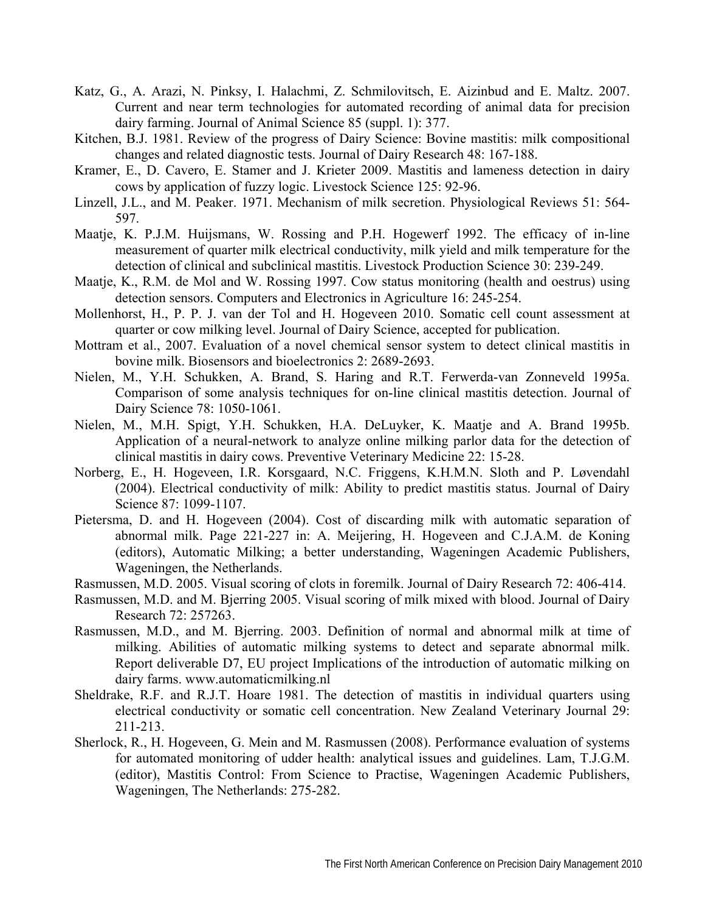Katz, G., A. Arazi, N. Pinksy, I. Halachmi, Z. Schmilovitsch, E. Aizinbud and E. Maltz. 2007. Current and near term technologies for automated recording of animal data for precision dairy farming. Journal of Animal Science 85 (suppl. 1): 377.

Kitchen, B.J. 1981. Review of the progress of Dairy Science: Bovine mastitis: milk compositional changes and related diagnostic tests. Journal of Dairy Research 48: 167-188.

Kramer, E., D. Cavero, E. Stamer and J. Krieter 2009. Mastitis and lameness detection in dairy cows by application of fuzzy logic. Livestock Science 125: 92-96.

Linzell, J.L., and M. Peaker. 1971. Mechanism of milk secretion. Physiological Reviews 51: 564-597.

Maatje, K. P.J.M. Huijsmans, W. Rossing and P.H. Hogewerf 1992. The efficacy of in-line measurement of quarter milk electrical conductivity, milk yield and milk temperature for the detection of clinical and subclinical mastitis. Livestock Production Science 30: 239-249.

Maatje, K., R.M. de Mol and W. Rossing 1997. Cow status monitoring (health and oestrus) using detection sensors. Computers and Electronics in Agriculture 16: 245-254.

Mollenhorst, H., P. P. J. van der Tol and H. Hogeveen 2010. Somatic cell count assessment at quarter or cow milking level. Journal of Dairy Science, accepted for publication.

Mottram et al., 2007. Evaluation of a novel chemical sensor system to detect clinical mastitis in bovine milk. Biosensors and bioelectronics 2: 2689-2693.

Nielen, M., Y.H. Schukken, A. Brand, S. Haring and R.T. Ferwerda-van Zonneveld 1995a. Comparison of some analysis techniques for on-line clinical mastitis detection. Journal of Dairy Science 78: 1050-1061.

Nielen, M., M.H. Spigt, Y.H. Schukken, H.A. DeLuyker, K. Maatje and A. Brand 1995b. Application of a neural-network to analyze online milking parlor data for the detection of clinical mastitis in dairy cows. Preventive Veterinary Medicine 22: 15-28.

Norberg, E., H. Hogeveen, I.R. Korsgaard, N.C. Friggens, K.H.M.N. Sloth and P. Løvendahl (2004). Electrical conductivity of milk: Ability to predict mastitis status. Journal of Dairy Science 87: 1099-1107.

Pietersma, D. and H. Hogeveen (2004). Cost of discarding milk with automatic separation of abnormal milk. Page 221-227 in: A. Meijering, H. Hogeveen and C.J.A.M. de Koning (editors), Automatic Milking; a better understanding, Wageningen Academic Publishers, Wageningen, the Netherlands.

Rasmussen, M.D. 2005. Visual scoring of clots in foremilk. Journal of Dairy Research 72: 406-414.

Rasmussen, M.D. and M. Bjerring 2005. Visual scoring of milk mixed with blood. Journal of Dairy Research 72: 257263.

Rasmussen, M.D., and M. Bjerring. 2003. Definition of normal and abnormal milk at time of milking. Abilities of automatic milking systems to detect and separate abnormal milk. Report deliverable D7, EU project Implications of the introduction of automatic milking on dairy farms. www.automaticmilking.nl

Sheldrake, R.F. and R.J.T. Hoare 1981. The detection of mastitis in individual quarters using electrical conductivity or somatic cell concentration. New Zealand Veterinary Journal 29: 211-213.

Sherlock, R., H. Hogeveen, G. Mein and M. Rasmussen (2008). Performance evaluation of systems for automated monitoring of udder health: analytical issues and guidelines. Lam, T.J.G.M. (editor), Mastitis Control: From Science to Practise, Wageningen Academic Publishers, Wageningen, The Netherlands: 275-282.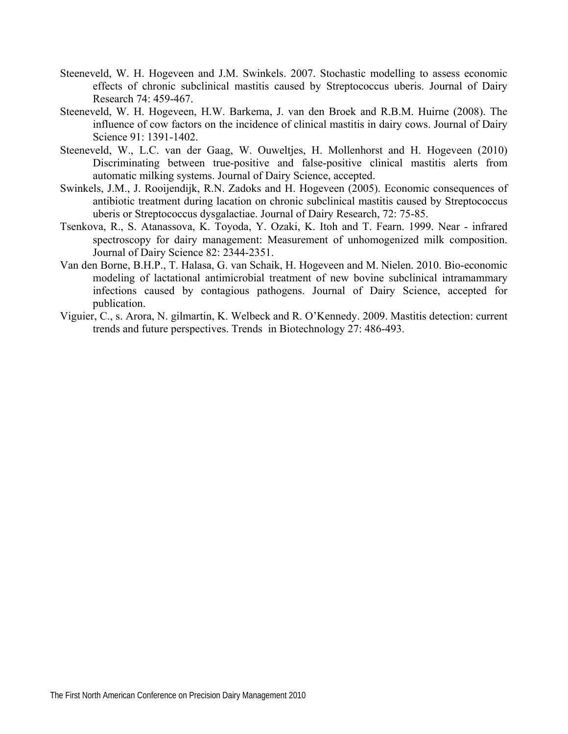Steeneveld, W. H. Hogeveen and J.M. Swinkels. 2007. Stochastic modelling to assess economic effects of chronic subclinical mastitis caused by Streptococcus uberis. Journal of Dairy Research 74: 459-467.

Steeneveld, W. H. Hogeveen, H.W. Barkema, J. van den Broek and R.B.M. Huirne (2008). The influence of cow factors on the incidence of clinical mastitis in dairy cows. Journal of Dairy Science 91: 1391-1402.

Steeneveld, W., L.C. van der Gaag, W. Ouweltjes, H. Mollenhorst and H. Hogeveen (2010) Discriminating between true-positive and false-positive clinical mastitis alerts from automatic milking systems. Journal of Dairy Science, accepted.

Swinkels, J.M., J. Rooijendijk, R.N. Zadoks and H. Hogeveen (2005). Economic consequences of antibiotic treatment during lacation on chronic subclinical mastitis caused by Streptococcus uberis or Streptococcus dysgalactiae. Journal of Dairy Research, 72: 75-85.

Tsenkova, R., S. Atanassova, K. Toyoda, Y. Ozaki, K. Itoh and T. Fearn. 1999. Near - infrared spectroscopy for dairy management: Measurement of unhomogenized milk composition. Journal of Dairy Science 82: 2344-2351.

Van den Borne, B.H.P., T. Halasa, G. van Schaik, H. Hogeveen and M. Nielen. 2010. Bio-economic modeling of lactational antimicrobial treatment of new bovine subclinical intramammary infections caused by contagious pathogens. Journal of Dairy Science, accepted for publication.

Viguier, C., s. Arora, N. gilmartin, K. Welbeck and R. O'Kennedy. 2009. Mastitis detection: current trends and future perspectives. Trends in Biotechnology 27: 486-493.